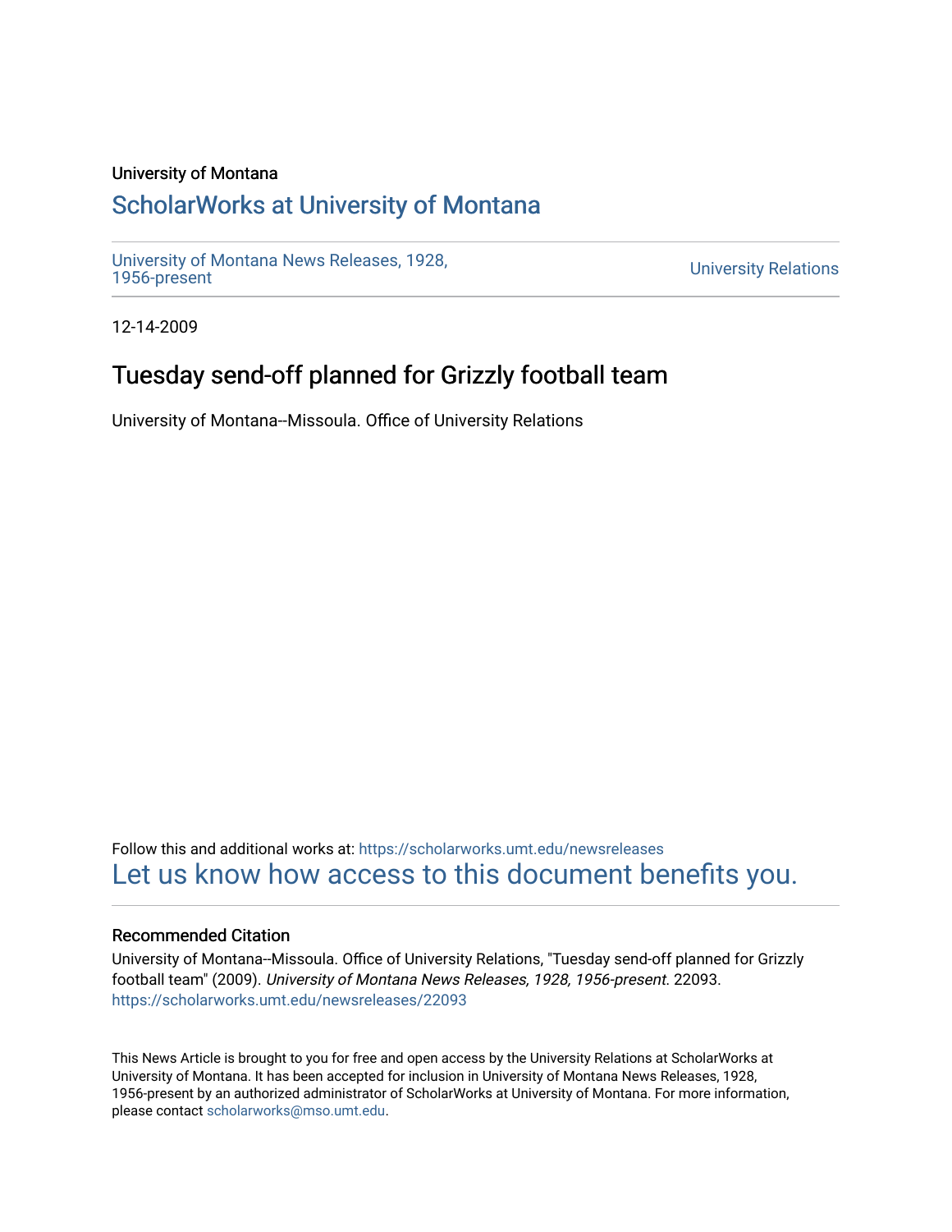University of Montana

## ScholarWorks at University of Montana

University of Montana News Releases, 1928, 1956-present

University Relations

12-14-2009

# Tuesday send-off planned for Grizzly football team

University of Montana--Missoula. Office of University Relations

Follow this and additional works at: https://scholarworks.umt.edu/newsreleases

Let us know how access to this document benefits you.

### Recommended Citation

University of Montana--Missoula. Office of University Relations, "Tuesday send-off planned for Grizzly football team" (2009). *University of Montana News Releases, 1928, 1956-present*. 22093.
https://scholarworks.umt.edu/newsreleases/22093

This News Article is brought to you for free and open access by the University Relations at ScholarWorks at University of Montana. It has been accepted for inclusion in University of Montana News Releases, 1928, 1956-present by an authorized administrator of ScholarWorks at University of Montana. For more information, please contact scholarworks@mso.umt.edu.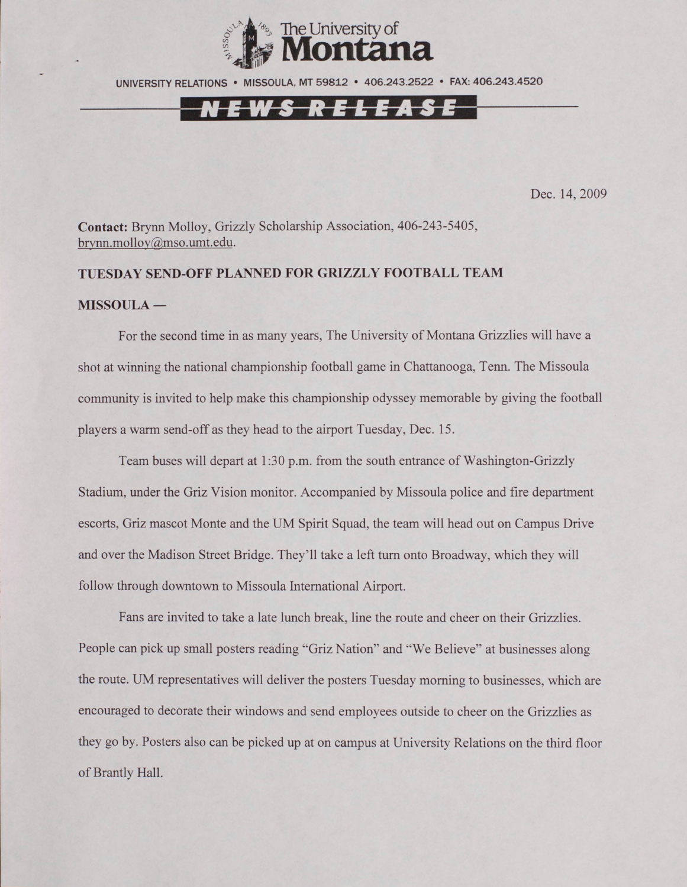The University of Montana

UNIVERSITY RELATIONS • MISSOULA, MT 59812 • 406.243.2522 • FAX: 406.243.4520

**NEWS RELEASE**

Dec. 14, 2009

**Contact:** Brynn Molloy, Grizzly Scholarship Association, 406-243-5405, brynn.molloy@mso.umt.edu.

**TUESDAY SEND-OFF PLANNED FOR GRIZZLY FOOTBALL TEAM**

**MISSOULA —**

For the second time in as many years, The University of Montana Grizzlies will have a shot at winning the national championship football game in Chattanooga, Tenn. The Missoula community is invited to help make this championship odyssey memorable by giving the football players a warm send-off as they head to the airport Tuesday, Dec. 15.

Team buses will depart at 1:30 p.m. from the south entrance of Washington-Grizzly Stadium, under the Griz Vision monitor. Accompanied by Missoula police and fire department escorts, Griz mascot Monte and the UM Spirit Squad, the team will head out on Campus Drive and over the Madison Street Bridge. They'll take a left turn onto Broadway, which they will follow through downtown to Missoula International Airport.

Fans are invited to take a late lunch break, line the route and cheer on their Grizzlies. People can pick up small posters reading "Griz Nation" and "We Believe" at businesses along the route. UM representatives will deliver the posters Tuesday morning to businesses, which are encouraged to decorate their windows and send employees outside to cheer on the Grizzlies as they go by. Posters also can be picked up at on campus at University Relations on the third floor of Brantly Hall.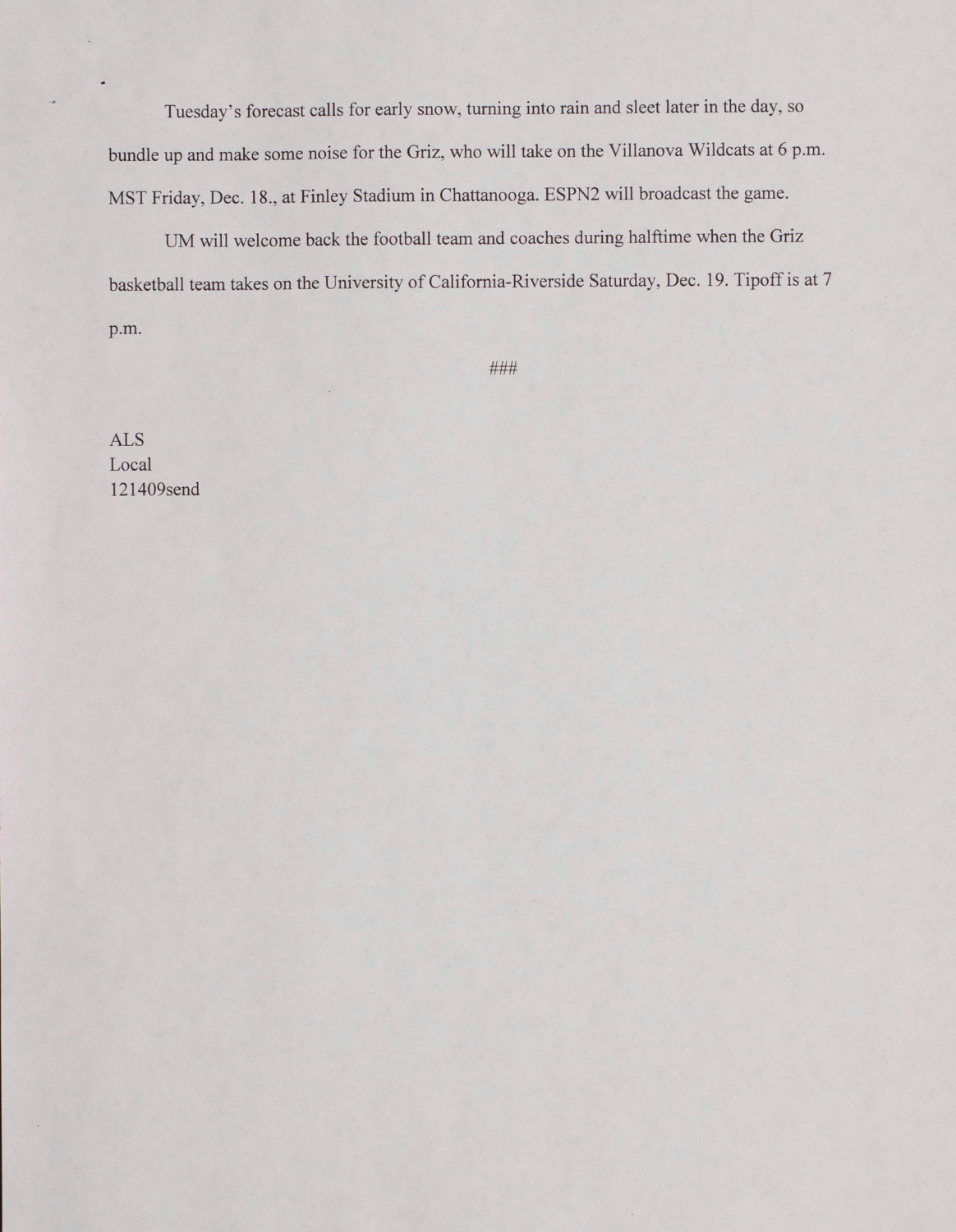Tuesday's forecast calls for early snow, turning into rain and sleet later in the day, so bundle up and make some noise for the Griz, who will take on the Villanova Wildcats at 6 p.m. MST Friday, Dec. 18., at Finley Stadium in Chattanooga. ESPN2 will broadcast the game.

UM will welcome back the football team and coaches during halftime when the Griz basketball team takes on the University of California-Riverside Saturday, Dec. 19. Tipoff is at 7 p.m.

###

ALS
Local
121409send